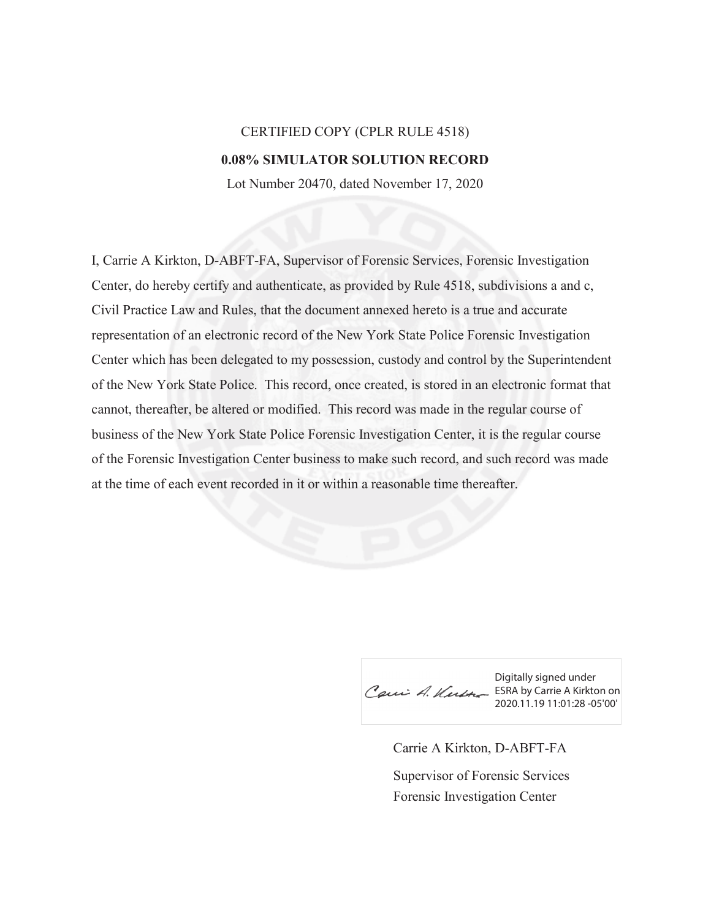CERTIFIED COPY (CPLR RULE 4518)

**0.08% SIMULATOR SOLUTION RECORD**

Lot Number 20470, dated November 17, 2020

I, Carrie A Kirkton, D-ABFT-FA, Supervisor of Forensic Services, Forensic Investigation Center, do hereby certify and authenticate, as provided by Rule 4518, subdivisions a and c, Civil Practice Law and Rules, that the document annexed hereto is a true and accurate representation of an electronic record of the New York State Police Forensic Investigation Center which has been delegated to my possession, custody and control by the Superintendent of the New York State Police. This record, once created, is stored in an electronic format that cannot, thereafter, be altered or modified. This record was made in the regular course of business of the New York State Police Forensic Investigation Center, it is the regular course of the Forensic Investigation Center business to make such record, and such record was made at the time of each event recorded in it or within a reasonable time thereafter.

Digitally signed under ESRA by Carrie A Kirkton on 2020.11.19 11:01:28 -05'00'

Carrie A Kirkton, D-ABFT-FA

Supervisor of Forensic Services

Forensic Investigation Center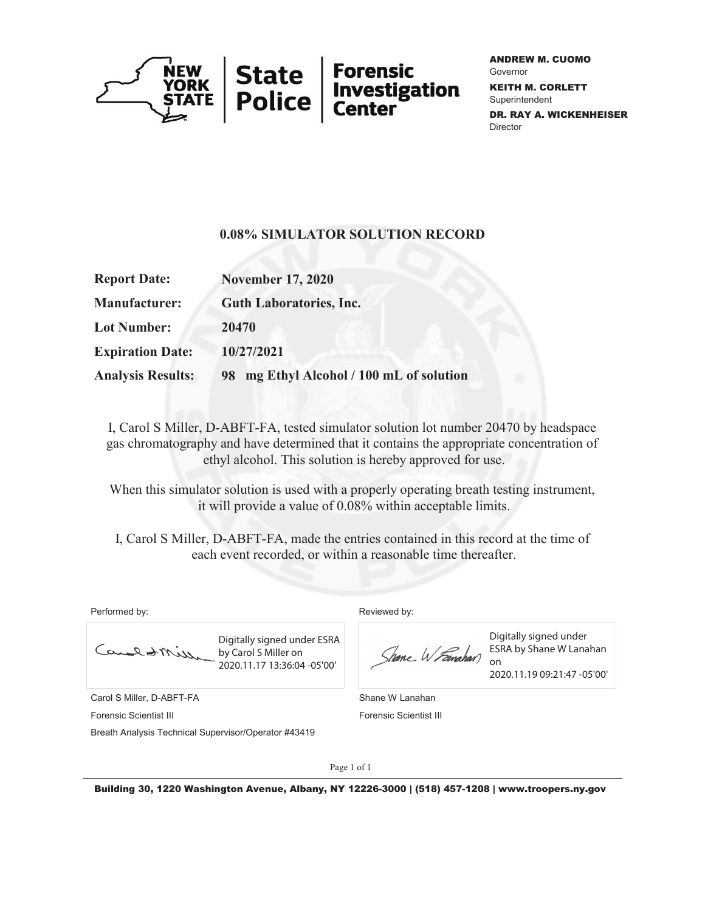NEW YORK STATE | State Police | Forensic Investigation Center

**ANDREW M. CUOMO**
Governor

**KEITH M. CORLETT**
Superintendent

**DR. RAY A. WICKENHEISER**
Director

## 0.08% SIMULATOR SOLUTION RECORD

| | |
|---|---|
| **Report Date:** | **November 17, 2020** |
| **Manufacturer:** | **Guth Laboratories, Inc.** |
| **Lot Number:** | **20470** |
| **Expiration Date:** | **10/27/2021** |
| **Analysis Results:** | **98 mg Ethyl Alcohol / 100 mL of solution** |

I, Carol S Miller, D-ABFT-FA, tested simulator solution lot number 20470 by headspace gas chromatography and have determined that it contains the appropriate concentration of ethyl alcohol. This solution is hereby approved for use.

When this simulator solution is used with a properly operating breath testing instrument, it will provide a value of 0.08% within acceptable limits.

I, Carol S Miller, D-ABFT-FA, made the entries contained in this record at the time of each event recorded, or within a reasonable time thereafter.

Performed by:

Digitally signed under ESRA by Carol S Miller on 2020.11.17 13:36:04 -05'00'

Carol S Miller, D-ABFT-FA
Forensic Scientist III
Breath Analysis Technical Supervisor/Operator #43419

Reviewed by:

Digitally signed under ESRA by Shane W Lanahan on 2020.11.19 09:21:47 -05'00'

Shane W Lanahan
Forensic Scientist III

**Building 30, 1220 Washington Avenue, Albany, NY 12226-3000 | (518) 457-1208 | www.troopers.ny.gov**